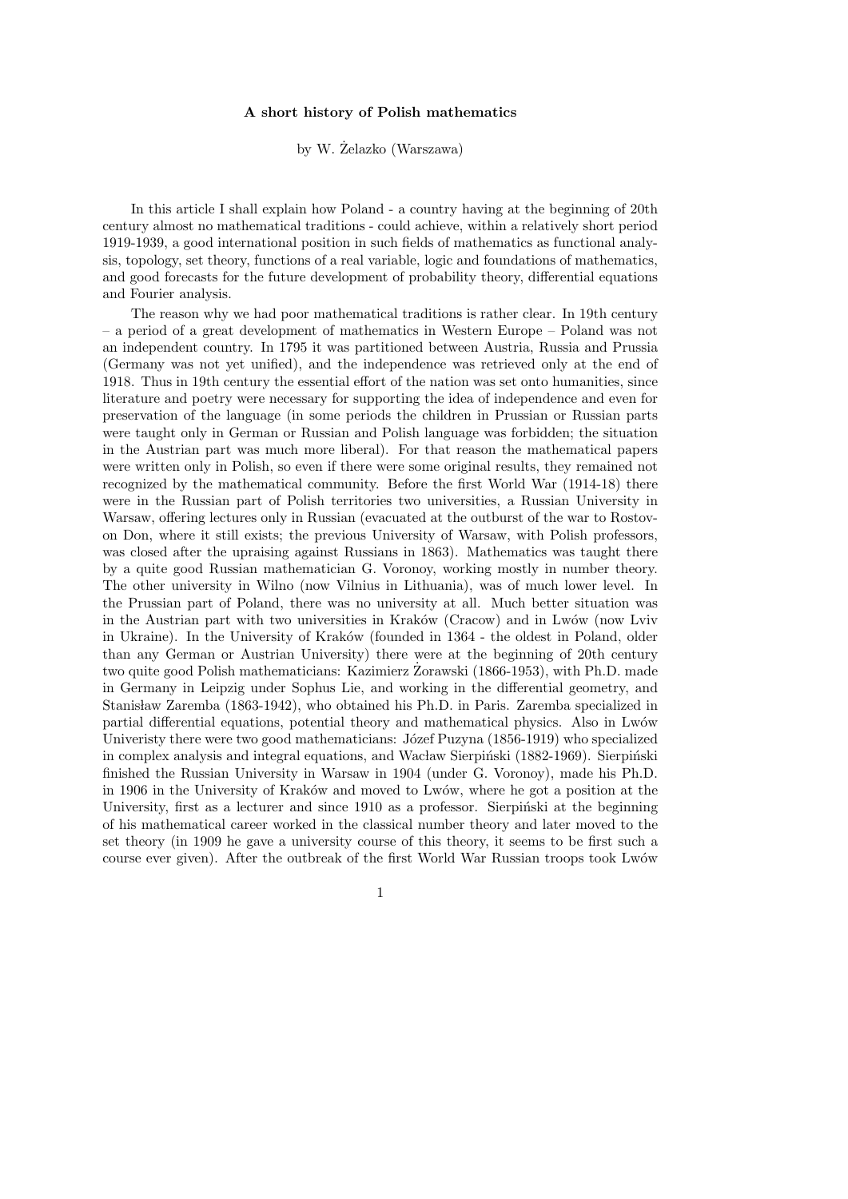# A short history of Polish mathematics

by W. Żelazko (Warszawa)

In this article I shall explain how Poland - a country having at the beginning of 20th century almost no mathematical traditions - could achieve, within a relatively short period 1919-1939, a good international position in such fields of mathematics as functional analysis, topology, set theory, functions of a real variable, logic and foundations of mathematics, and good forecasts for the future development of probability theory, differential equations and Fourier analysis.

The reason why we had poor mathematical traditions is rather clear. In 19th century – a period of a great development of mathematics in Western Europe – Poland was not an independent country. In 1795 it was partitioned between Austria, Russia and Prussia (Germany was not yet unified), and the independence was retrieved only at the end of 1918. Thus in 19th century the essential effort of the nation was set onto humanities, since literature and poetry were necessary for supporting the idea of independence and even for preservation of the language (in some periods the children in Prussian or Russian parts were taught only in German or Russian and Polish language was forbidden; the situation in the Austrian part was much more liberal). For that reason the mathematical papers were written only in Polish, so even if there were some original results, they remained not recognized by the mathematical community. Before the first World War (1914-18) there were in the Russian part of Polish territories two universities, a Russian University in Warsaw, offering lectures only in Russian (evacuated at the outburst of the war to Rostov-on Don, where it still exists; the previous University of Warsaw, with Polish professors, was closed after the upraising against Russians in 1863). Mathematics was taught there by a quite good Russian mathematician G. Voronoy, working mostly in number theory. The other university in Wilno (now Vilnius in Lithuania), was of much lower level. In the Prussian part of Poland, there was no university at all. Much better situation was in the Austrian part with two universities in Kraków (Cracow) and in Lwów (now Lviv in Ukraine). In the University of Kraków (founded in 1364 - the oldest in Poland, older than any German or Austrian University) there were at the beginning of 20th century two quite good Polish mathematicians: Kazimierz Żorawski (1866-1953), with Ph.D. made in Germany in Leipzig under Sophus Lie, and working in the differential geometry, and Stanisław Zaremba (1863-1942), who obtained his Ph.D. in Paris. Zaremba specialized in partial differential equations, potential theory and mathematical physics. Also in Lwów Univeristy there were two good mathematicians: Józef Puzyna (1856-1919) who specialized in complex analysis and integral equations, and Wacław Sierpiński (1882-1969). Sierpiński finished the Russian University in Warsaw in 1904 (under G. Voronoy), made his Ph.D. in 1906 in the University of Kraków and moved to Lwów, where he got a position at the University, first as a lecturer and since 1910 as a professor. Sierpiński at the beginning of his mathematical career worked in the classical number theory and later moved to the set theory (in 1909 he gave a university course of this theory, it seems to be first such a course ever given). After the outbreak of the first World War Russian troops took Lwów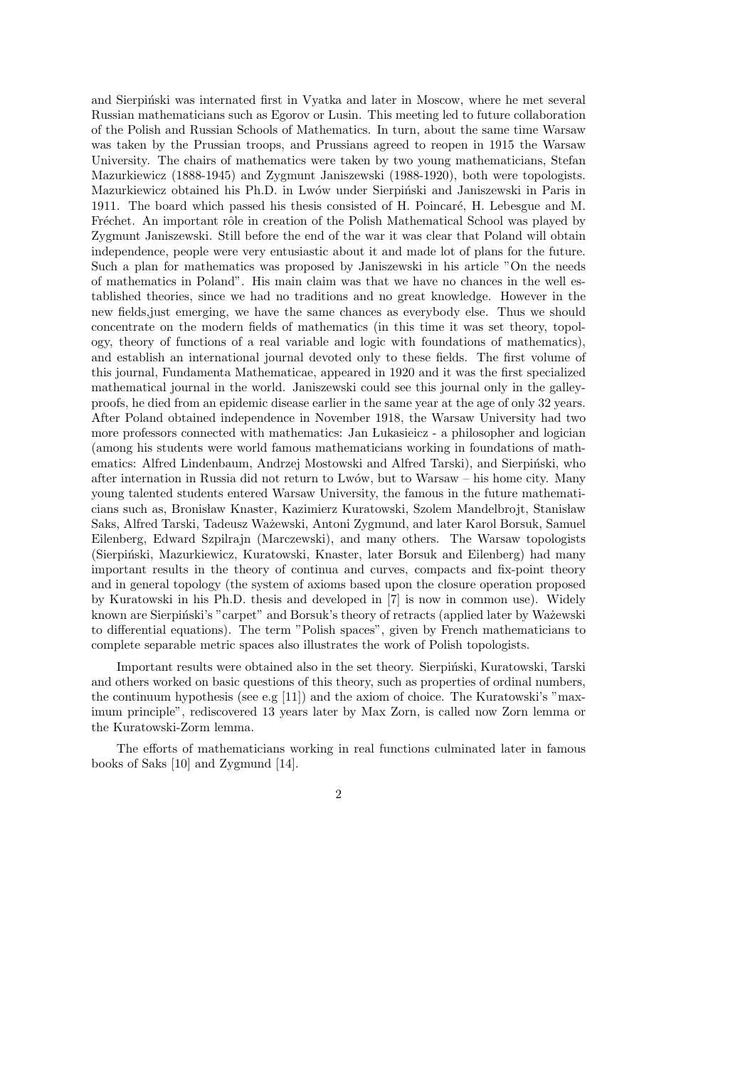and Sierpiński was internated first in Vyatka and later in Moscow, where he met several Russian mathematicians such as Egorov or Lusin. This meeting led to future collaboration of the Polish and Russian Schools of Mathematics. In turn, about the same time Warsaw was taken by the Prussian troops, and Prussians agreed to reopen in 1915 the Warsaw University. The chairs of mathematics were taken by two young mathematicians, Stefan Mazurkiewicz (1888-1945) and Zygmunt Janiszewski (1988-1920), both were topologists. Mazurkiewicz obtained his Ph.D. in Lwów under Sierpiński and Janiszewski in Paris in 1911. The board which passed his thesis consisted of H. Poincaré, H. Lebesgue and M. Fréchet. An important rôle in creation of the Polish Mathematical School was played by Zygmunt Janiszewski. Still before the end of the war it was clear that Poland will obtain independence, people were very entusiastic about it and made lot of plans for the future. Such a plan for mathematics was proposed by Janiszewski in his article "On the needs of mathematics in Poland". His main claim was that we have no chances in the well established theories, since we had no traditions and no great knowledge. However in the new fields,just emerging, we have the same chances as everybody else. Thus we should concentrate on the modern fields of mathematics (in this time it was set theory, topology, theory of functions of a real variable and logic with foundations of mathematics), and establish an international journal devoted only to these fields. The first volume of this journal, Fundamenta Mathematicae, appeared in 1920 and it was the first specialized mathematical journal in the world. Janiszewski could see this journal only in the galley-proofs, he died from an epidemic disease earlier in the same year at the age of only 32 years. After Poland obtained independence in November 1918, the Warsaw University had two more professors connected with mathematics: Jan Łukasieicz - a philosopher and logician (among his students were world famous mathematicians working in foundations of mathematics: Alfred Lindenbaum, Andrzej Mostowski and Alfred Tarski), and Sierpiński, who after internation in Russia did not return to Lwów, but to Warsaw – his home city. Many young talented students entered Warsaw University, the famous in the future mathematicians such as, Bronisław Knaster, Kazimierz Kuratowski, Szolem Mandelbrojt, Stanisław Saks, Alfred Tarski, Tadeusz Ważewski, Antoni Zygmund, and later Karol Borsuk, Samuel Eilenberg, Edward Szpilrajn (Marczewski), and many others. The Warsaw topologists (Sierpiński, Mazurkiewicz, Kuratowski, Knaster, later Borsuk and Eilenberg) had many important results in the theory of continua and curves, compacts and fix-point theory and in general topology (the system of axioms based upon the closure operation proposed by Kuratowski in his Ph.D. thesis and developed in [7] is now in common use). Widely known are Sierpiński's "carpet" and Borsuk's theory of retracts (applied later by Ważewski to differential equations). The term "Polish spaces", given by French mathematicians to complete separable metric spaces also illustrates the work of Polish topologists.

Important results were obtained also in the set theory. Sierpiński, Kuratowski, Tarski and others worked on basic questions of this theory, such as properties of ordinal numbers, the continuum hypothesis (see e.g [11]) and the axiom of choice. The Kuratowski's "maximum principle", rediscovered 13 years later by Max Zorn, is called now Zorn lemma or the Kuratowski-Zorm lemma.

The efforts of mathematicians working in real functions culminated later in famous books of Saks [10] and Zygmund [14].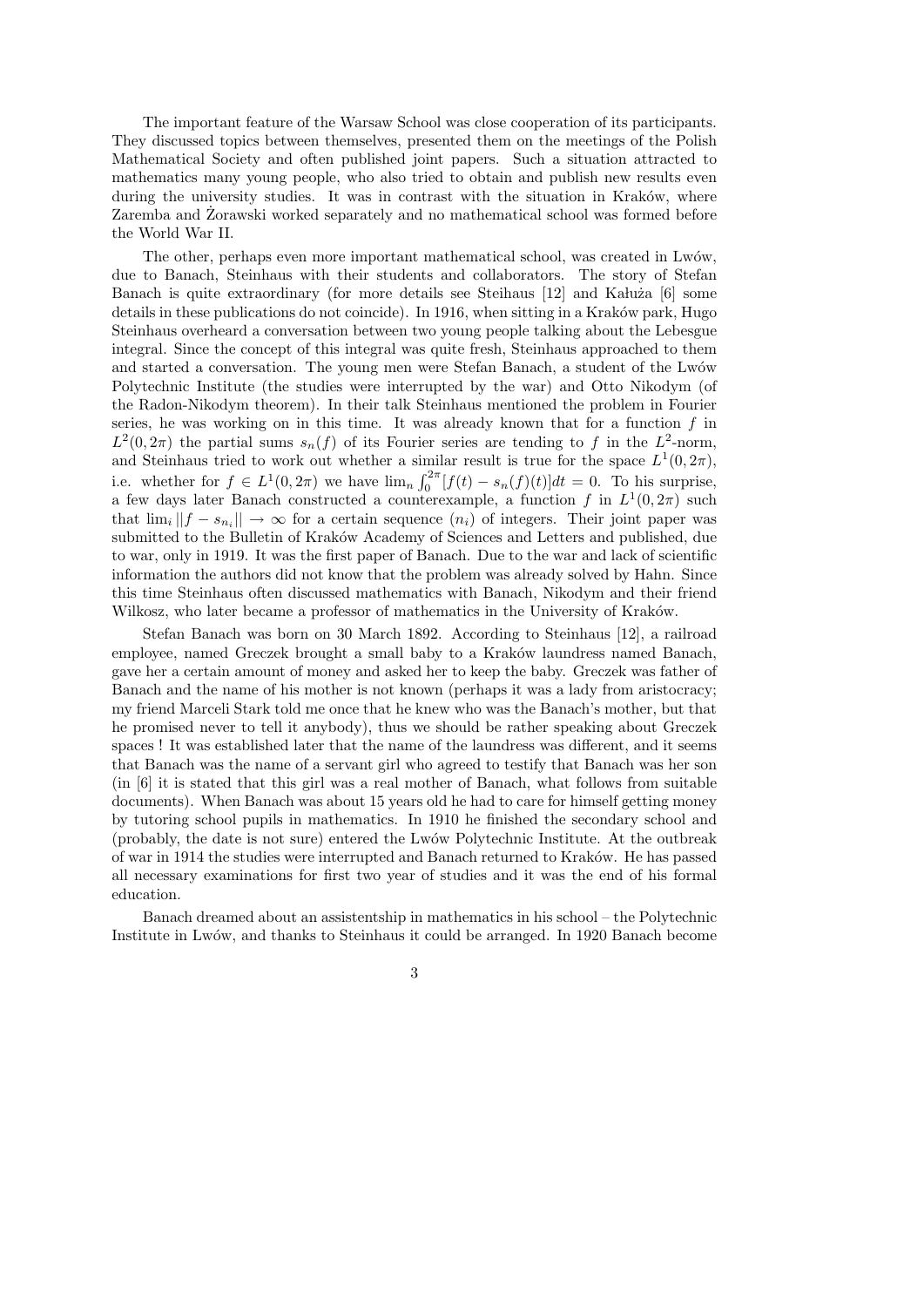The important feature of the Warsaw School was close cooperation of its participants. They discussed topics between themselves, presented them on the meetings of the Polish Mathematical Society and often published joint papers. Such a situation attracted to mathematics many young people, who also tried to obtain and publish new results even during the university studies. It was in contrast with the situation in Kraków, where Zaremba and Żorawski worked separately and no mathematical school was formed before the World War II.

The other, perhaps even more important mathematical school, was created in Lwów, due to Banach, Steinhaus with their students and collaborators. The story of Stefan Banach is quite extraordinary (for more details see Steihaus [12] and Kałuża [6] some details in these publications do not coincide). In 1916, when sitting in a Kraków park, Hugo Steinhaus overheard a conversation between two young people talking about the Lebesgue integral. Since the concept of this integral was quite fresh, Steinhaus approached to them and started a conversation. The young men were Stefan Banach, a student of the Lwów Polytechnic Institute (the studies were interrupted by the war) and Otto Nikodym (of the Radon-Nikodym theorem). In their talk Steinhaus mentioned the problem in Fourier series, he was working on in this time. It was already known that for a function $f$ in $L^2(0, 2\pi)$ the partial sums $s_n(f)$ of its Fourier series are tending to $f$ in the $L^2$-norm, and Steinhaus tried to work out whether a similar result is true for the space $L^1(0, 2\pi)$, i.e. whether for $f \in L^1(0, 2\pi)$ we have $\lim_n \int_0^{2\pi} [f(t) - s_n(f)(t)]dt = 0$. To his surprise, a few days later Banach constructed a counterexample, a function $f$ in $L^1(0, 2\pi)$ such that $\lim_i ||f - s_{n_i}|| \to \infty$ for a certain sequence $(n_i)$ of integers. Their joint paper was submitted to the Bulletin of Kraków Academy of Sciences and Letters and published, due to war, only in 1919. It was the first paper of Banach. Due to the war and lack of scientific information the authors did not know that the problem was already solved by Hahn. Since this time Steinhaus often discussed mathematics with Banach, Nikodym and their friend Wilkosz, who later became a professor of mathematics in the University of Kraków.

Stefan Banach was born on 30 March 1892. According to Steinhaus [12], a railroad employee, named Greczek brought a small baby to a Kraków laundress named Banach, gave her a certain amount of money and asked her to keep the baby. Greczek was father of Banach and the name of his mother is not known (perhaps it was a lady from aristocracy; my friend Marceli Stark told me once that he knew who was the Banach's mother, but that he promised never to tell it anybody), thus we should be rather speaking about Greczek spaces ! It was established later that the name of the laundress was different, and it seems that Banach was the name of a servant girl who agreed to testify that Banach was her son (in [6] it is stated that this girl was a real mother of Banach, what follows from suitable documents). When Banach was about 15 years old he had to care for himself getting money by tutoring school pupils in mathematics. In 1910 he finished the secondary school and (probably, the date is not sure) entered the Lwów Polytechnic Institute. At the outbreak of war in 1914 the studies were interrupted and Banach returned to Kraków. He has passed all necessary examinations for first two year of studies and it was the end of his formal education.

Banach dreamed about an assistentship in mathematics in his school – the Polytechnic Institute in Lwów, and thanks to Steinhaus it could be arranged. In 1920 Banach become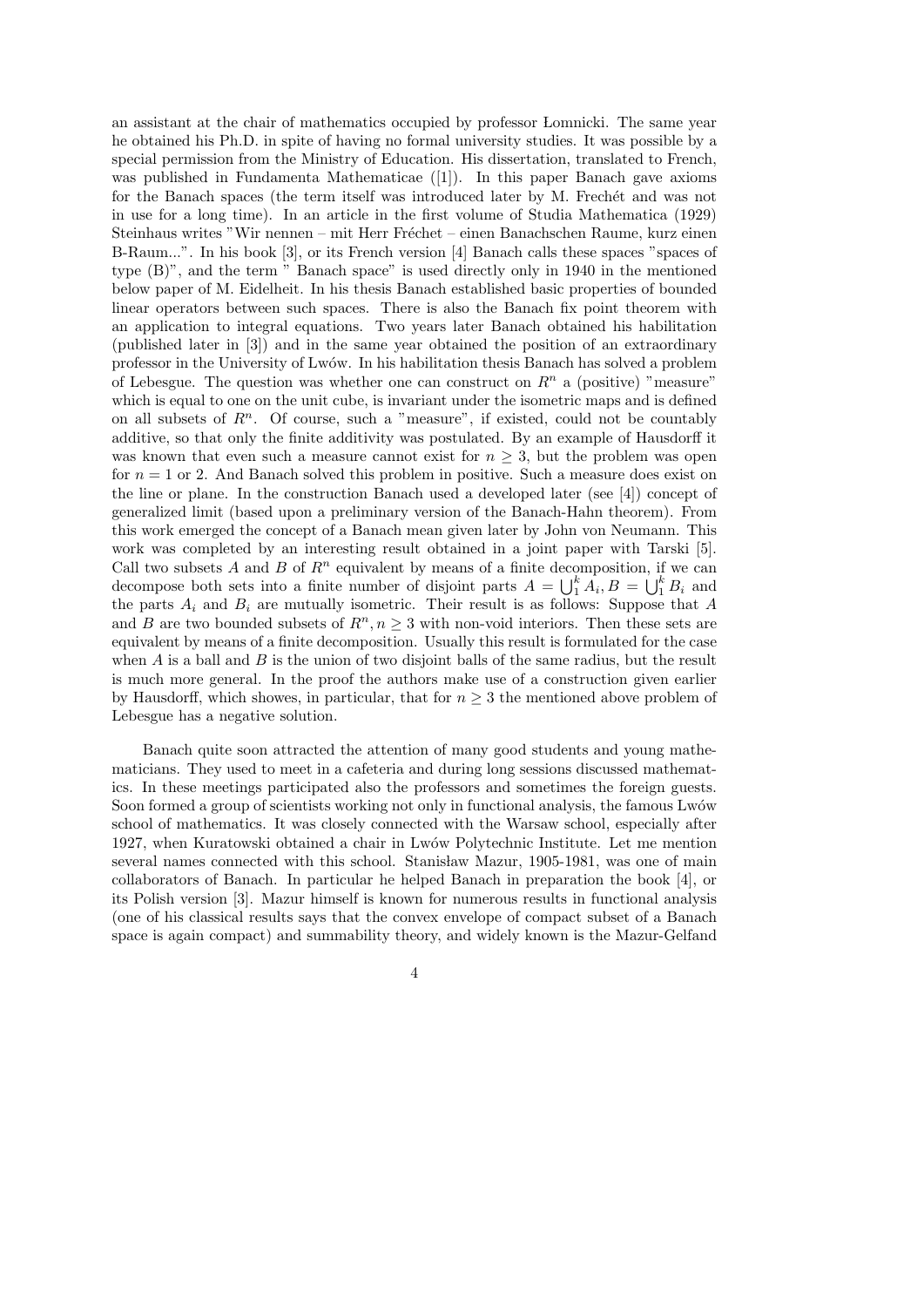an assistant at the chair of mathematics occupied by professor Łomnicki. The same year he obtained his Ph.D. in spite of having no formal university studies. It was possible by a special permission from the Ministry of Education. His dissertation, translated to French, was published in Fundamenta Mathematicae ([1]). In this paper Banach gave axioms for the Banach spaces (the term itself was introduced later by M. Frechét and was not in use for a long time). In an article in the first volume of Studia Mathematica (1929) Steinhaus writes "Wir nennen – mit Herr Fréchet – einen Banachschen Raume, kurz einen B-Raum...". In his book [3], or its French version [4] Banach calls these spaces "spaces of type (B)", and the term " Banach space" is used directly only in 1940 in the mentioned below paper of M. Eidelheit. In his thesis Banach established basic properties of bounded linear operators between such spaces. There is also the Banach fix point theorem with an application to integral equations. Two years later Banach obtained his habilitation (published later in [3]) and in the same year obtained the position of an extraordinary professor in the University of Lwów. In his habilitation thesis Banach has solved a problem of Lebesgue. The question was whether one can construct on $R^n$ a (positive) "measure" which is equal to one on the unit cube, is invariant under the isometric maps and is defined on all subsets of $R^n$. Of course, such a "measure", if existed, could not be countably additive, so that only the finite additivity was postulated. By an example of Hausdorff it was known that even such a measure cannot exist for $n \geq 3$, but the problem was open for $n = 1$ or 2. And Banach solved this problem in positive. Such a measure does exist on the line or plane. In the construction Banach used a developed later (see [4]) concept of generalized limit (based upon a preliminary version of the Banach-Hahn theorem). From this work emerged the concept of a Banach mean given later by John von Neumann. This work was completed by an interesting result obtained in a joint paper with Tarski [5]. Call two subsets $A$ and $B$ of $R^n$ equivalent by means of a finite decomposition, if we can decompose both sets into a finite number of disjoint parts $A = \bigcup_1^k A_i, B = \bigcup_1^k B_i$ and the parts $A_i$ and $B_i$ are mutually isometric. Their result is as follows: Suppose that $A$ and $B$ are two bounded subsets of $R^n, n \geq 3$ with non-void interiors. Then these sets are equivalent by means of a finite decomposition. Usually this result is formulated for the case when $A$ is a ball and $B$ is the union of two disjoint balls of the same radius, but the result is much more general. In the proof the authors make use of a construction given earlier by Hausdorff, which showes, in particular, that for $n \geq 3$ the mentioned above problem of Lebesgue has a negative solution.

Banach quite soon attracted the attention of many good students and young mathematicians. They used to meet in a cafeteria and during long sessions discussed mathematics. In these meetings participated also the professors and sometimes the foreign guests. Soon formed a group of scientists working not only in functional analysis, the famous Lwów school of mathematics. It was closely connected with the Warsaw school, especially after 1927, when Kuratowski obtained a chair in Lwów Polytechnic Institute. Let me mention several names connected with this school. Stanisław Mazur, 1905-1981, was one of main collaborators of Banach. In particular he helped Banach in preparation the book [4], or its Polish version [3]. Mazur himself is known for numerous results in functional analysis (one of his classical results says that the convex envelope of compact subset of a Banach space is again compact) and summability theory, and widely known is the Mazur-Gelfand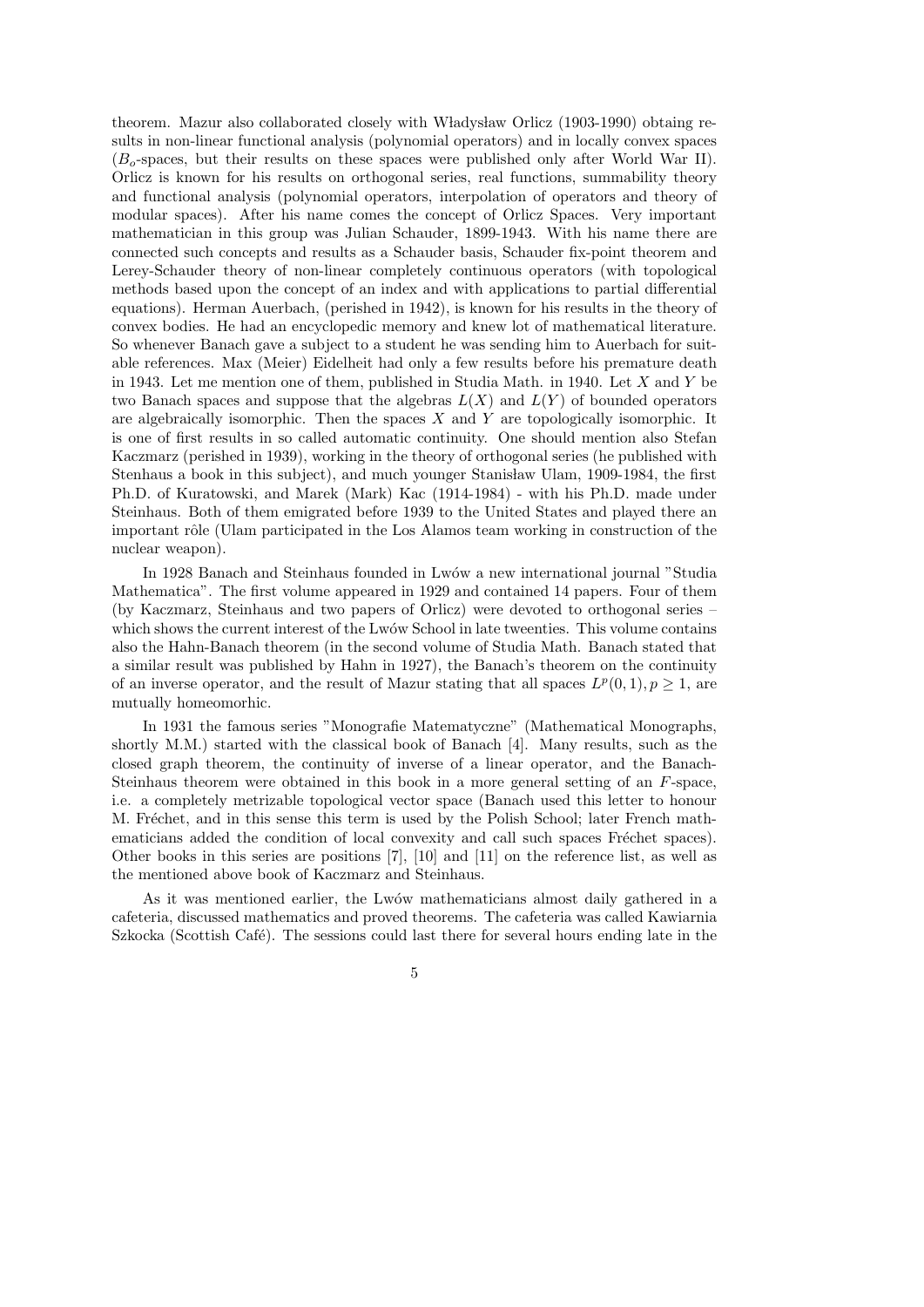theorem. Mazur also collaborated closely with Władysław Orlicz (1903-1990) obtaing results in non-linear functional analysis (polynomial operators) and in locally convex spaces ($B_o$-spaces, but their results on these spaces were published only after World War II). Orlicz is known for his results on orthogonal series, real functions, summability theory and functional analysis (polynomial operators, interpolation of operators and theory of modular spaces). After his name comes the concept of Orlicz Spaces. Very important mathematician in this group was Julian Schauder, 1899-1943. With his name there are connected such concepts and results as a Schauder basis, Schauder fix-point theorem and Lerey-Schauder theory of non-linear completely continuous operators (with topological methods based upon the concept of an index and with applications to partial differential equations). Herman Auerbach, (perished in 1942), is known for his results in the theory of convex bodies. He had an encyclopedic memory and knew lot of mathematical literature. So whenever Banach gave a subject to a student he was sending him to Auerbach for suitable references. Max (Meier) Eidelheit had only a few results before his premature death in 1943. Let me mention one of them, published in Studia Math. in 1940. Let $X$ and $Y$ be two Banach spaces and suppose that the algebras $L(X)$ and $L(Y)$ of bounded operators are algebraically isomorphic. Then the spaces $X$ and $Y$ are topologically isomorphic. It is one of first results in so called automatic continuity. One should mention also Stefan Kaczmarz (perished in 1939), working in the theory of orthogonal series (he published with Stenhaus a book in this subject), and much younger Stanisław Ulam, 1909-1984, the first Ph.D. of Kuratowski, and Marek (Mark) Kac (1914-1984) - with his Ph.D. made under Steinhaus. Both of them emigrated before 1939 to the United States and played there an important rôle (Ulam participated in the Los Alamos team working in construction of the nuclear weapon).

In 1928 Banach and Steinhaus founded in Lwów a new international journal "Studia Mathematica". The first volume appeared in 1929 and contained 14 papers. Four of them (by Kaczmarz, Steinhaus and two papers of Orlicz) were devoted to orthogonal series – which shows the current interest of the Lwów School in late tweenties. This volume contains also the Hahn-Banach theorem (in the second volume of Studia Math. Banach stated that a similar result was published by Hahn in 1927), the Banach's theorem on the continuity of an inverse operator, and the result of Mazur stating that all spaces $L^p(0,1), p \geq 1$, are mutually homeomorhic.

In 1931 the famous series "Monografie Matematyczne" (Mathematical Monographs, shortly M.M.) started with the classical book of Banach [4]. Many results, such as the closed graph theorem, the continuity of inverse of a linear operator, and the Banach-Steinhaus theorem were obtained in this book in a more general setting of an $F$-space, i.e. a completely metrizable topological vector space (Banach used this letter to honour M. Fréchet, and in this sense this term is used by the Polish School; later French mathematicians added the condition of local convexity and call such spaces Fréchet spaces). Other books in this series are positions [7], [10] and [11] on the reference list, as well as the mentioned above book of Kaczmarz and Steinhaus.

As it was mentioned earlier, the Lwów mathematicians almost daily gathered in a cafeteria, discussed mathematics and proved theorems. The cafeteria was called Kawiarnia Szkocka (Scottish Café). The sessions could last there for several hours ending late in the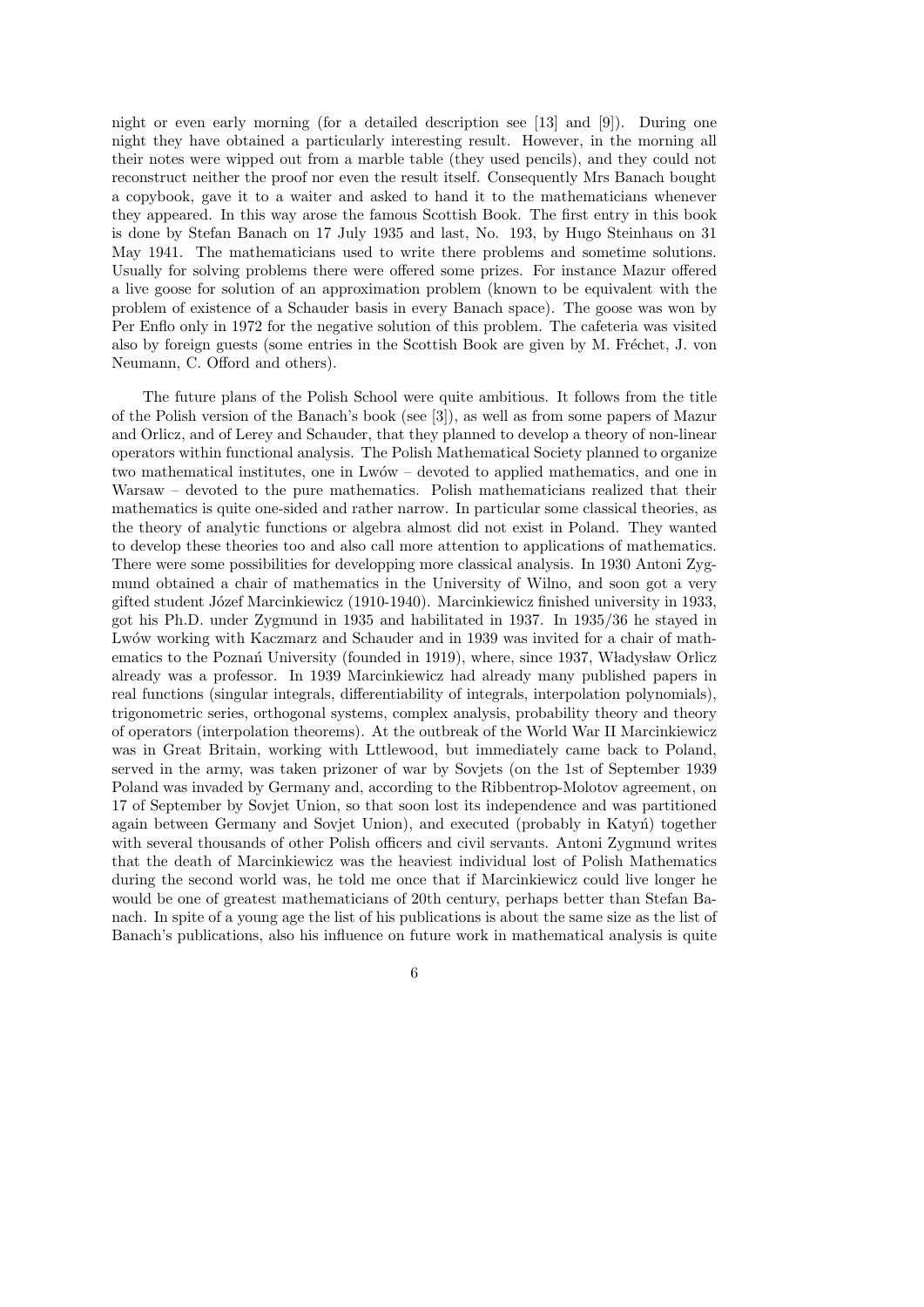night or even early morning (for a detailed description see [13] and [9]). During one night they have obtained a particularly interesting result. However, in the morning all their notes were wipped out from a marble table (they used pencils), and they could not reconstruct neither the proof nor even the result itself. Consequently Mrs Banach bought a copybook, gave it to a waiter and asked to hand it to the mathematicians whenever they appeared. In this way arose the famous Scottish Book. The first entry in this book is done by Stefan Banach on 17 July 1935 and last, No. 193, by Hugo Steinhaus on 31 May 1941. The mathematicians used to write there problems and sometime solutions. Usually for solving problems there were offered some prizes. For instance Mazur offered a live goose for solution of an approximation problem (known to be equivalent with the problem of existence of a Schauder basis in every Banach space). The goose was won by Per Enflo only in 1972 for the negative solution of this problem. The cafeteria was visited also by foreign guests (some entries in the Scottish Book are given by M. Fréchet, J. von Neumann, C. Offord and others).

The future plans of the Polish School were quite ambitious. It follows from the title of the Polish version of the Banach's book (see [3]), as well as from some papers of Mazur and Orlicz, and of Lerey and Schauder, that they planned to develop a theory of non-linear operators within functional analysis. The Polish Mathematical Society planned to organize two mathematical institutes, one in Lwów – devoted to applied mathematics, and one in Warsaw – devoted to the pure mathematics. Polish mathematicians realized that their mathematics is quite one-sided and rather narrow. In particular some classical theories, as the theory of analytic functions or algebra almost did not exist in Poland. They wanted to develop these theories too and also call more attention to applications of mathematics. There were some possibilities for developping more classical analysis. In 1930 Antoni Zygmund obtained a chair of mathematics in the University of Wilno, and soon got a very gifted student Józef Marcinkiewicz (1910-1940). Marcinkiewicz finished university in 1933, got his Ph.D. under Zygmund in 1935 and habilitated in 1937. In 1935/36 he stayed in Lwów working with Kaczmarz and Schauder and in 1939 was invited for a chair of mathematics to the Poznań University (founded in 1919), where, since 1937, Władysław Orlicz already was a professor. In 1939 Marcinkiewicz had already many published papers in real functions (singular integrals, differentiability of integrals, interpolation polynomials), trigonometric series, orthogonal systems, complex analysis, probability theory and theory of operators (interpolation theorems). At the outbreak of the World War II Marcinkiewicz was in Great Britain, working with Lttlewood, but immediately came back to Poland, served in the army, was taken prizoner of war by Sovjets (on the 1st of September 1939 Poland was invaded by Germany and, according to the Ribbentrop-Molotov agreement, on 17 of September by Sovjet Union, so that soon lost its independence and was partitioned again between Germany and Sovjet Union), and executed (probably in Katyń) together with several thousands of other Polish officers and civil servants. Antoni Zygmund writes that the death of Marcinkiewicz was the heaviest individual lost of Polish Mathematics during the second world was, he told me once that if Marcinkiewicz could live longer he would be one of greatest mathematicians of 20th century, perhaps better than Stefan Banach. In spite of a young age the list of his publications is about the same size as the list of Banach's publications, also his influence on future work in mathematical analysis is quite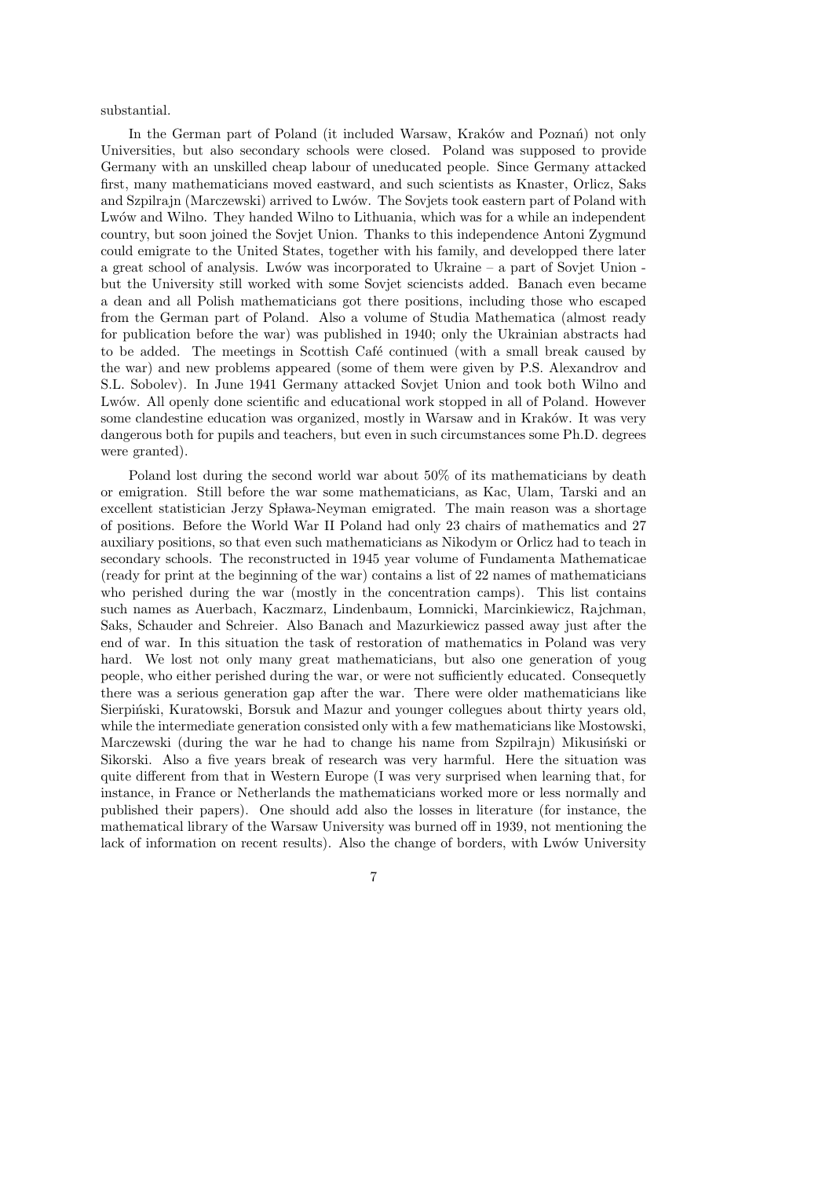substantial.

In the German part of Poland (it included Warsaw, Kraków and Poznań) not only Universities, but also secondary schools were closed. Poland was supposed to provide Germany with an unskilled cheap labour of uneducated people. Since Germany attacked first, many mathematicians moved eastward, and such scientists as Knaster, Orlicz, Saks and Szpilrajn (Marczewski) arrived to Lwów. The Sovjets took eastern part of Poland with Lwów and Wilno. They handed Wilno to Lithuania, which was for a while an independent country, but soon joined the Sovjet Union. Thanks to this independence Antoni Zygmund could emigrate to the United States, together with his family, and developped there later a great school of analysis. Lwów was incorporated to Ukraine – a part of Sovjet Union - but the University still worked with some Sovjet sciencists added. Banach even became a dean and all Polish mathematicians got there positions, including those who escaped from the German part of Poland. Also a volume of Studia Mathematica (almost ready for publication before the war) was published in 1940; only the Ukrainian abstracts had to be added. The meetings in Scottish Café continued (with a small break caused by the war) and new problems appeared (some of them were given by P.S. Alexandrov and S.L. Sobolev). In June 1941 Germany attacked Sovjet Union and took both Wilno and Lwów. All openly done scientific and educational work stopped in all of Poland. However some clandestine education was organized, mostly in Warsaw and in Kraków. It was very dangerous both for pupils and teachers, but even in such circumstances some Ph.D. degrees were granted).

Poland lost during the second world war about 50% of its mathematicians by death or emigration. Still before the war some mathematicians, as Kac, Ulam, Tarski and an excellent statistician Jerzy Spława-Neyman emigrated. The main reason was a shortage of positions. Before the World War II Poland had only 23 chairs of mathematics and 27 auxiliary positions, so that even such mathematicians as Nikodym or Orlicz had to teach in secondary schools. The reconstructed in 1945 year volume of Fundamenta Mathematicae (ready for print at the beginning of the war) contains a list of 22 names of mathematicians who perished during the war (mostly in the concentration camps). This list contains such names as Auerbach, Kaczmarz, Lindenbaum, Łomnicki, Marcinkiewicz, Rajchman, Saks, Schauder and Schreier. Also Banach and Mazurkiewicz passed away just after the end of war. In this situation the task of restoration of mathematics in Poland was very hard. We lost not only many great mathematicians, but also one generation of youg people, who either perished during the war, or were not sufficiently educated. Consequetly there was a serious generation gap after the war. There were older mathematicians like Sierpiński, Kuratowski, Borsuk and Mazur and younger collegues about thirty years old, while the intermediate generation consisted only with a few mathematicians like Mostowski, Marczewski (during the war he had to change his name from Szpilrajn) Mikusiński or Sikorski. Also a five years break of research was very harmful. Here the situation was quite different from that in Western Europe (I was very surprised when learning that, for instance, in France or Netherlands the mathematicians worked more or less normally and published their papers). One should add also the losses in literature (for instance, the mathematical library of the Warsaw University was burned off in 1939, not mentioning the lack of information on recent results). Also the change of borders, with Lwów University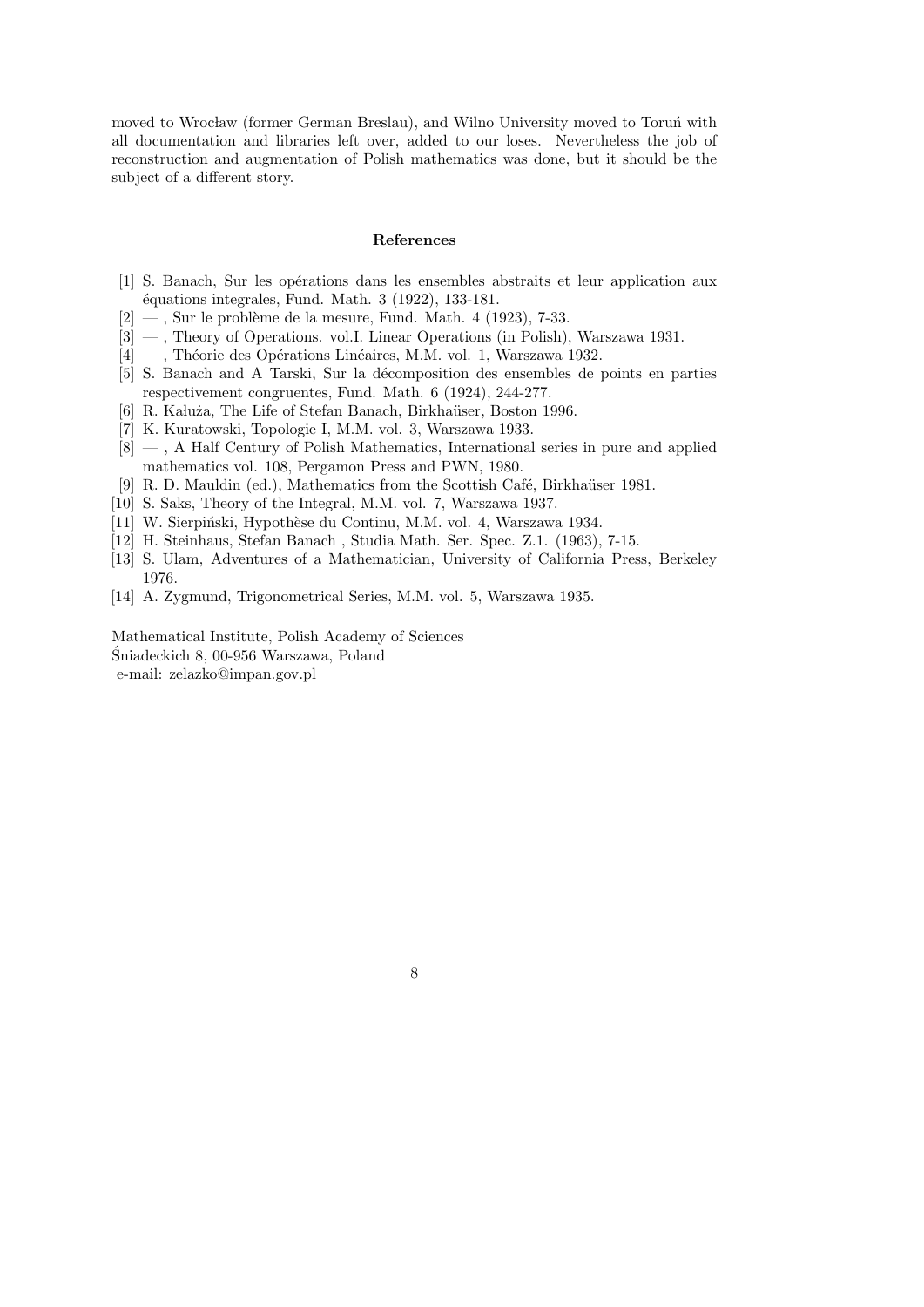moved to Wrocław (former German Breslau), and Wilno University moved to Toruń with all documentation and libraries left over, added to our loses. Nevertheless the job of reconstruction and augmentation of Polish mathematics was done, but it should be the subject of a different story.

## References

[1] S. Banach, Sur les opérations dans les ensembles abstraits et leur application aux équations integrales, Fund. Math. 3 (1922), 133-181.

[2] — , Sur le problème de la mesure, Fund. Math. 4 (1923), 7-33.

[3] — , Theory of Operations. vol.I. Linear Operations (in Polish), Warszawa 1931.

[4] — , Théorie des Opérations Linéaires, M.M. vol. 1, Warszawa 1932.

[5] S. Banach and A Tarski, Sur la décomposition des ensembles de points en parties respectivement congruentes, Fund. Math. 6 (1924), 244-277.

[6] R. Kałuża, The Life of Stefan Banach, Birkhaüser, Boston 1996.

[7] K. Kuratowski, Topologie I, M.M. vol. 3, Warszawa 1933.

[8] — , A Half Century of Polish Mathematics, International series in pure and applied mathematics vol. 108, Pergamon Press and PWN, 1980.

[9] R. D. Mauldin (ed.), Mathematics from the Scottish Café, Birkhaüser 1981.

[10] S. Saks, Theory of the Integral, M.M. vol. 7, Warszawa 1937.

[11] W. Sierpiński, Hypothèse du Continu, M.M. vol. 4, Warszawa 1934.

[12] H. Steinhaus, Stefan Banach , Studia Math. Ser. Spec. Z.1. (1963), 7-15.

[13] S. Ulam, Adventures of a Mathematician, University of California Press, Berkeley 1976.

[14] A. Zygmund, Trigonometrical Series, M.M. vol. 5, Warszawa 1935.

Mathematical Institute, Polish Academy of Sciences
Śniadeckich 8, 00-956 Warszawa, Poland
e-mail: zelazko@impan.gov.pl